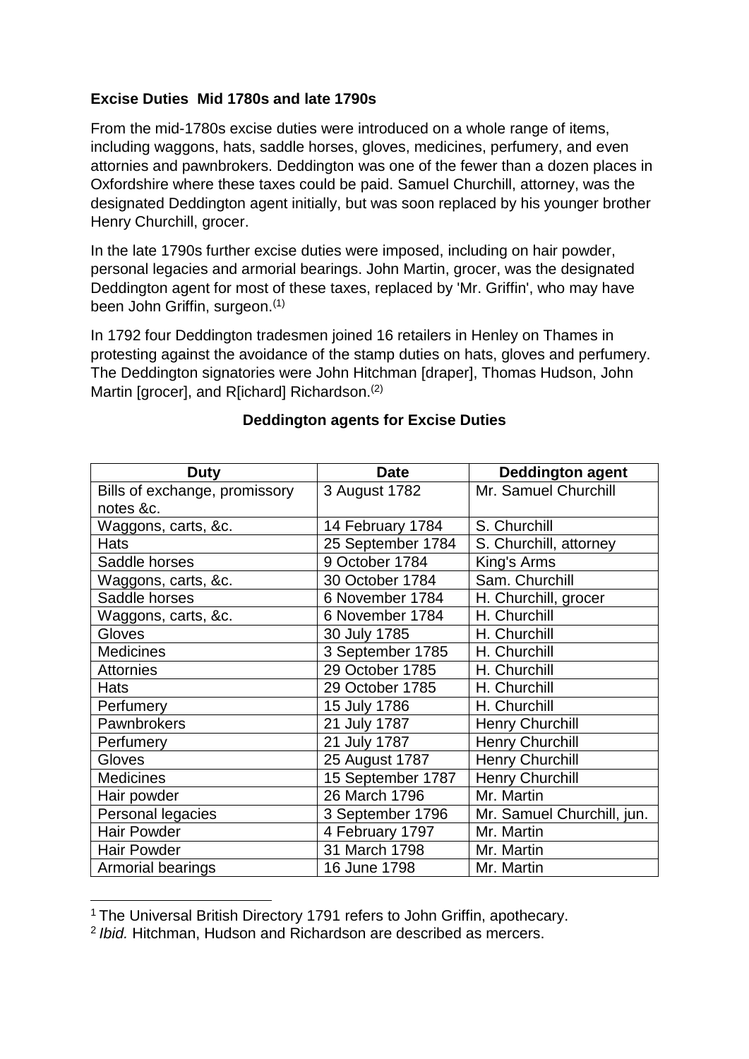**Excise Duties  Mid 1780s and late 1790s**

From the mid-1780s excise duties were introduced on a whole range of items, including waggons, hats, saddle horses, gloves, medicines, perfumery, and even attornies and pawnbrokers. Deddington was one of the fewer than a dozen places in Oxfordshire where these taxes could be paid. Samuel Churchill, attorney, was the designated Deddington agent initially, but was soon replaced by his younger brother Henry Churchill, grocer.

In the late 1790s further excise duties were imposed, including on hair powder, personal legacies and armorial bearings. John Martin, grocer, was the designated Deddington agent for most of these taxes, replaced by 'Mr. Griffin', who may have been John Griffin, surgeon.[1]

In 1792 four Deddington tradesmen joined 16 retailers in Henley on Thames in protesting against the avoidance of the stamp duties on hats, gloves and perfumery. The Deddington signatories were John Hitchman [draper], Thomas Hudson, John Martin [grocer], and R[ichard] Richardson.[2]

**Deddington agents for Excise Duties**

| Duty | Date | Deddington agent |
|---|---|---|
| Bills of exchange, promissory notes &c. | 3 August 1782 | Mr. Samuel Churchill |
| Waggons, carts, &c. | 14 February 1784 | S. Churchill |
| Hats | 25 September 1784 | S. Churchill, attorney |
| Saddle horses | 9 October 1784 | King's Arms |
| Waggons, carts, &c. | 30 October 1784 | Sam. Churchill |
| Saddle horses | 6 November 1784 | H. Churchill, grocer |
| Waggons, carts, &c. | 6 November 1784 | H. Churchill |
| Gloves | 30 July 1785 | H. Churchill |
| Medicines | 3 September 1785 | H. Churchill |
| Attornies | 29 October 1785 | H. Churchill |
| Hats | 29 October 1785 | H. Churchill |
| Perfumery | 15 July 1786 | H. Churchill |
| Pawnbrokers | 21 July 1787 | Henry Churchill |
| Perfumery | 21 July 1787 | Henry Churchill |
| Gloves | 25 August 1787 | Henry Churchill |
| Medicines | 15 September 1787 | Henry Churchill |
| Hair powder | 26 March 1796 | Mr. Martin |
| Personal legacies | 3 September 1796 | Mr. Samuel Churchill, jun. |
| Hair Powder | 4 February 1797 | Mr. Martin |
| Hair Powder | 31 March 1798 | Mr. Martin |
| Armorial bearings | 16 June 1798 | Mr. Martin |

[1] The Universal British Directory 1791 refers to John Griffin, apothecary.

[2] *Ibid.* Hitchman, Hudson and Richardson are described as mercers.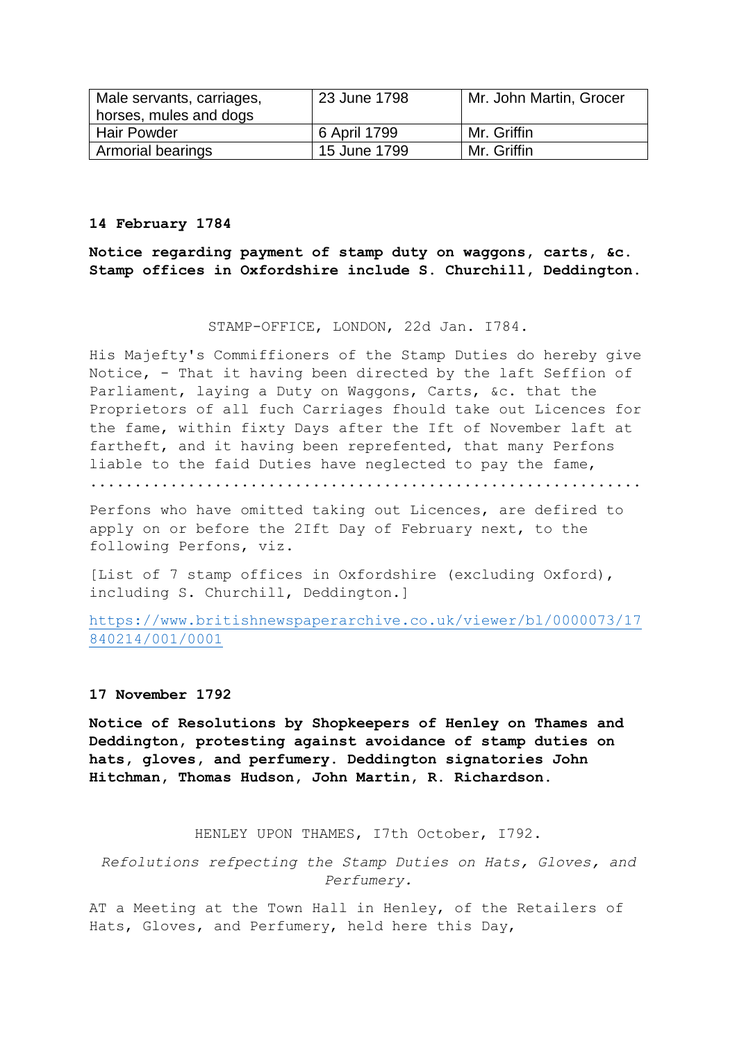| Male servants, carriages, horses, mules and dogs | 23 June 1798 | Mr. John Martin, Grocer |
|---|---|---|
| Hair Powder | 6 April 1799 | Mr. Griffin |
| Armorial bearings | 15 June 1799 | Mr. Griffin |

**14 February 1784**

**Notice regarding payment of stamp duty on waggons, carts, &c. Stamp offices in Oxfordshire include S. Churchill, Deddington.**

STAMP-OFFICE, LONDON, 22d Jan. I784.

His Majefty's Commiffioners of the Stamp Duties do hereby give Notice, - That it having been directed by the laft Seffion of Parliament, laying a Duty on Waggons, Carts, &c. that the Proprietors of all fuch Carriages fhould take out Licences for the fame, within fixty Days after the Ift of November laft at fartheft, and it having been reprefented, that many Perfons liable to the faid Duties have neglected to pay the fame, ..........................................................

Perfons who have omitted taking out Licences, are defired to apply on or before the 2Ift Day of February next, to the following Perfons, viz.

[List of 7 stamp offices in Oxfordshire (excluding Oxford), including S. Churchill, Deddington.]

https://www.britishnewspaperarchive.co.uk/viewer/bl/0000073/17840214/001/0001

**17 November 1792**

**Notice of Resolutions by Shopkeepers of Henley on Thames and Deddington, protesting against avoidance of stamp duties on hats, gloves, and perfumery. Deddington signatories John Hitchman, Thomas Hudson, John Martin, R. Richardson.**

HENLEY UPON THAMES, I7th October, I792.

*Refolutions refpecting the Stamp Duties on Hats, Gloves, and Perfumery.*

AT a Meeting at the Town Hall in Henley, of the Retailers of Hats, Gloves, and Perfumery, held here this Day,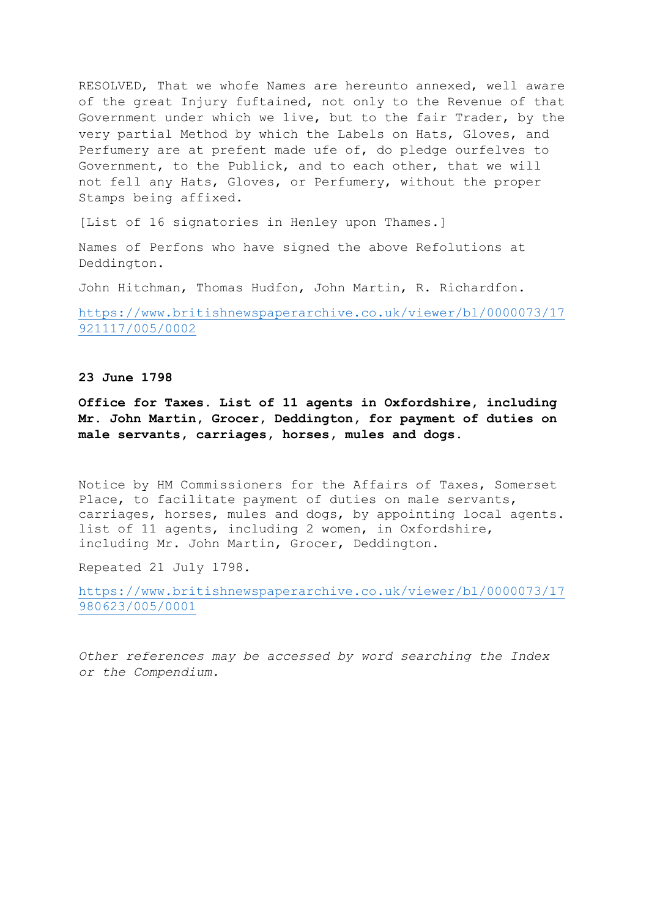RESOLVED, That we whofe Names are hereunto annexed, well aware of the great Injury fuftained, not only to the Revenue of that Government under which we live, but to the fair Trader, by the very partial Method by which the Labels on Hats, Gloves, and Perfumery are at prefent made ufe of, do pledge ourfelves to Government, to the Publick, and to each other, that we will not fell any Hats, Gloves, or Perfumery, without the proper Stamps being affixed.

[List of 16 signatories in Henley upon Thames.]

Names of Perfons who have signed the above Refolutions at Deddington.

John Hitchman, Thomas Hudfon, John Martin, R. Richardfon.

https://www.britishnewspaperarchive.co.uk/viewer/bl/0000073/17921117/005/0002

**23 June 1798**

**Office for Taxes. List of 11 agents in Oxfordshire, including Mr. John Martin, Grocer, Deddington, for payment of duties on male servants, carriages, horses, mules and dogs.**

Notice by HM Commissioners for the Affairs of Taxes, Somerset Place, to facilitate payment of duties on male servants, carriages, horses, mules and dogs, by appointing local agents. list of 11 agents, including 2 women, in Oxfordshire, including Mr. John Martin, Grocer, Deddington.

Repeated 21 July 1798.

https://www.britishnewspaperarchive.co.uk/viewer/bl/0000073/17980623/005/0001

*Other references may be accessed by word searching the Index or the Compendium.*